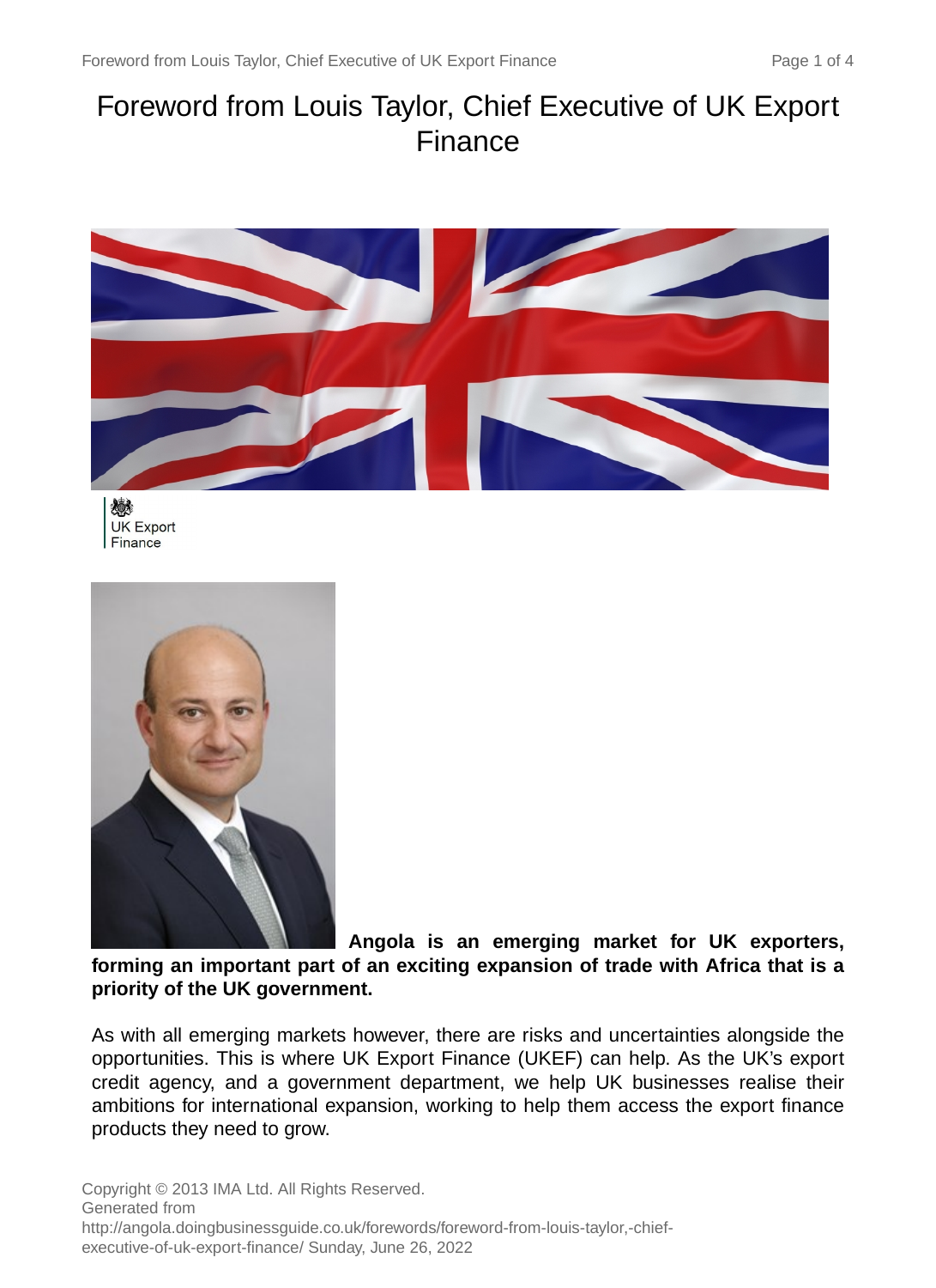# Foreword from Louis Taylor, Chief Executive of UK Export Finance

UK Export Finance

**Angola is an emerging market for UK exporters, forming an important part of an exciting expansion of trade with Africa that is a priority of the UK government.**

As with all emerging markets however, there are risks and uncertainties alongside the opportunities. This is where UK Export Finance (UKEF) can help. As the UK's export credit agency, and a government department, we help UK businesses realise their ambitions for international expansion, working to help them access the export finance products they need to grow.

Copyright © 2013 IMA Ltd. All Rights Reserved.
Generated from
http://angola.doingbusinessguide.co.uk/forewords/foreword-from-louis-taylor,-chief-executive-of-uk-export-finance/ Sunday, June 26, 2022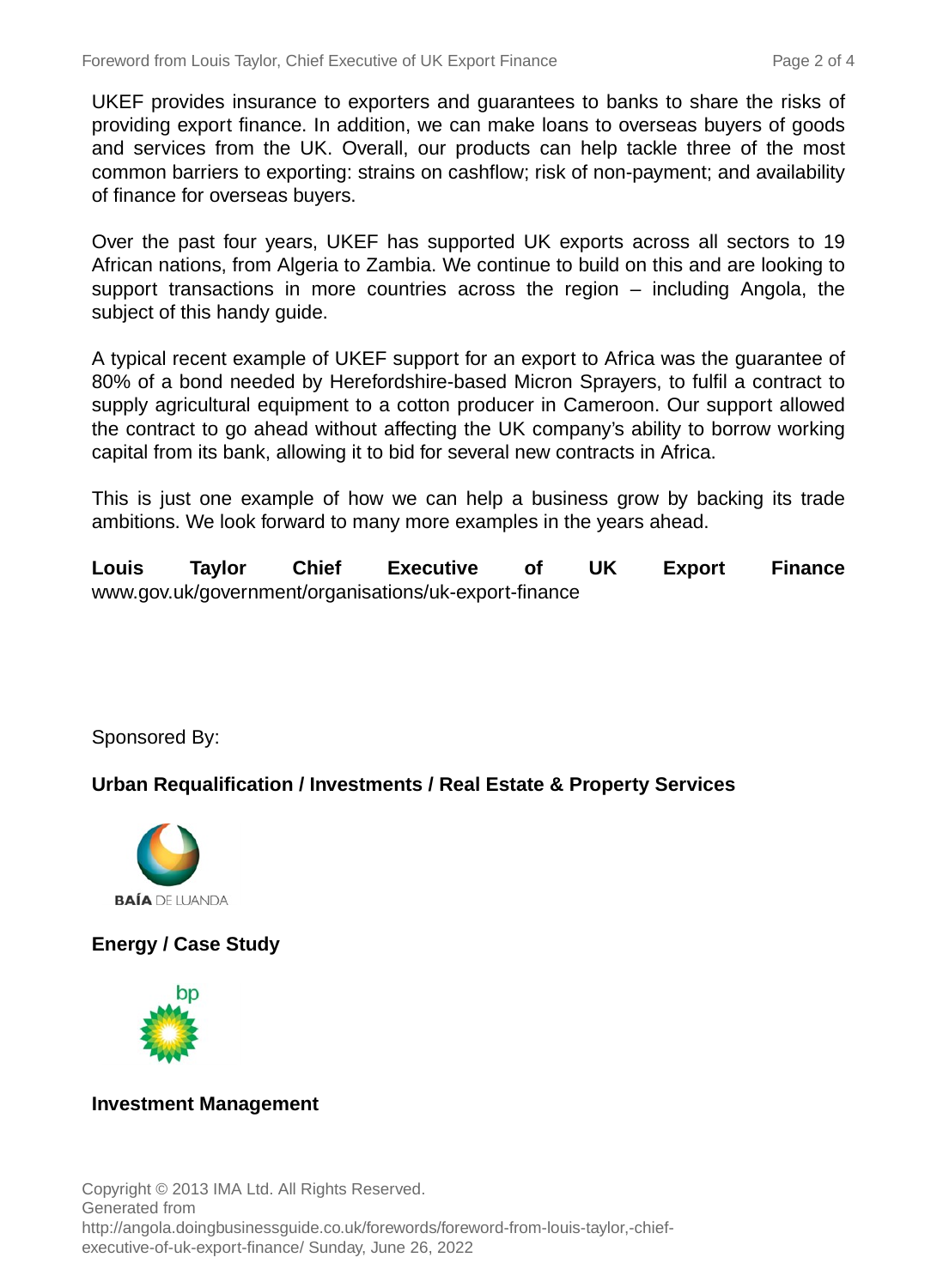UKEF provides insurance to exporters and guarantees to banks to share the risks of providing export finance. In addition, we can make loans to overseas buyers of goods and services from the UK. Overall, our products can help tackle three of the most common barriers to exporting: strains on cashflow; risk of non-payment; and availability of finance for overseas buyers.

Over the past four years, UKEF has supported UK exports across all sectors to 19 African nations, from Algeria to Zambia. We continue to build on this and are looking to support transactions in more countries across the region – including Angola, the subject of this handy guide.

A typical recent example of UKEF support for an export to Africa was the guarantee of 80% of a bond needed by Herefordshire-based Micron Sprayers, to fulfil a contract to supply agricultural equipment to a cotton producer in Cameroon. Our support allowed the contract to go ahead without affecting the UK company's ability to borrow working capital from its bank, allowing it to bid for several new contracts in Africa.

This is just one example of how we can help a business grow by backing its trade ambitions. We look forward to many more examples in the years ahead.

**Louis Taylor Chief Executive of UK Export Finance**
www.gov.uk/government/organisations/uk-export-finance

Sponsored By:

**Urban Requalification / Investments / Real Estate & Property Services**

BAÍA DE LUANDA

**Energy / Case Study**

bp

**Investment Management**

Copyright © 2013 IMA Ltd. All Rights Reserved.
Generated from
http://angola.doingbusinessguide.co.uk/forewords/foreword-from-louis-taylor,-chief-executive-of-uk-export-finance/ Sunday, June 26, 2022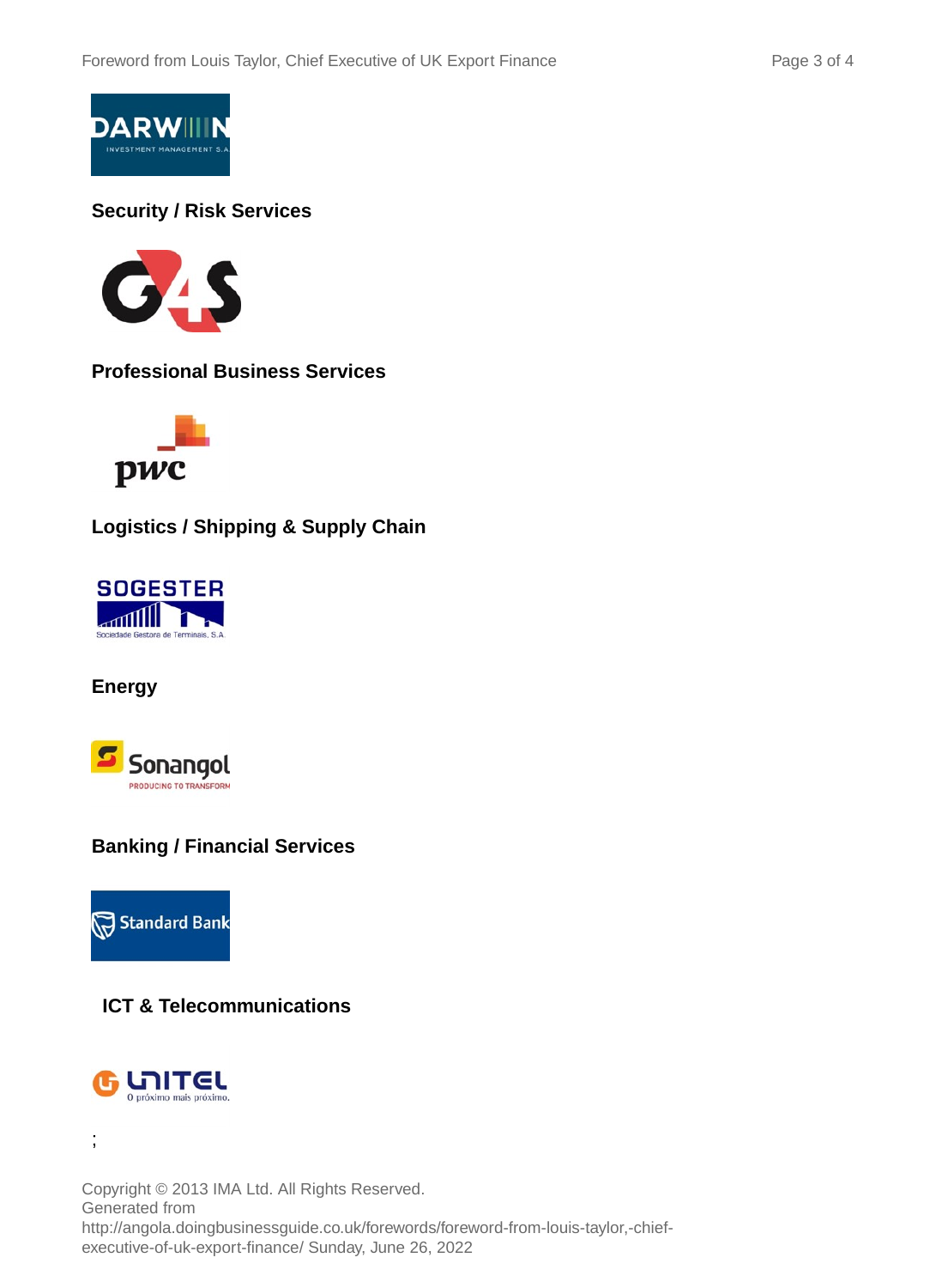**Security / Risk Services**

**Professional Business Services**

**Logistics / Shipping & Supply Chain**

**Energy**

**Banking / Financial Services**

**ICT & Telecommunications**

;

Copyright © 2013 IMA Ltd. All Rights Reserved.
Generated from
http://angola.doingbusinessguide.co.uk/forewords/foreword-from-louis-taylor,-chief-executive-of-uk-export-finance/ Sunday, June 26, 2022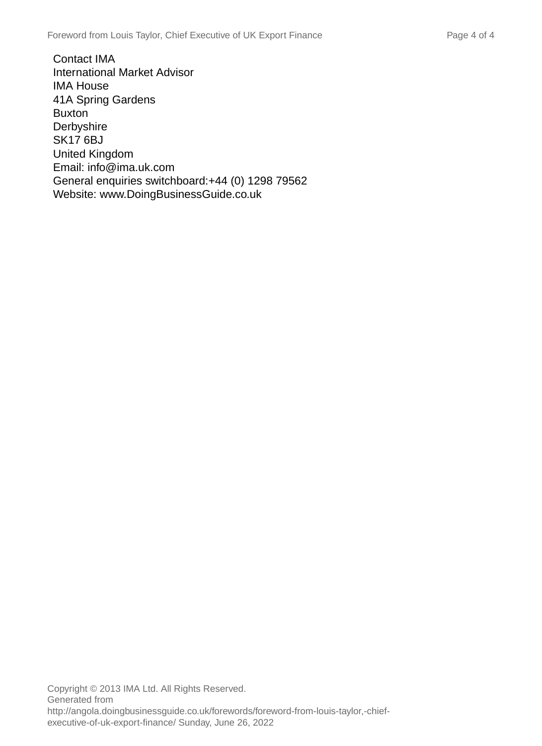Contact IMA
International Market Advisor
IMA House
41A Spring Gardens
Buxton
Derbyshire
SK17 6BJ
United Kingdom
Email: info@ima.uk.com
General enquiries switchboard:+44 (0) 1298 79562
Website: www.DoingBusinessGuide.co.uk

Copyright © 2013 IMA Ltd. All Rights Reserved.
Generated from
http://angola.doingbusinessguide.co.uk/forewords/foreword-from-louis-taylor,-chief-executive-of-uk-export-finance/ Sunday, June 26, 2022